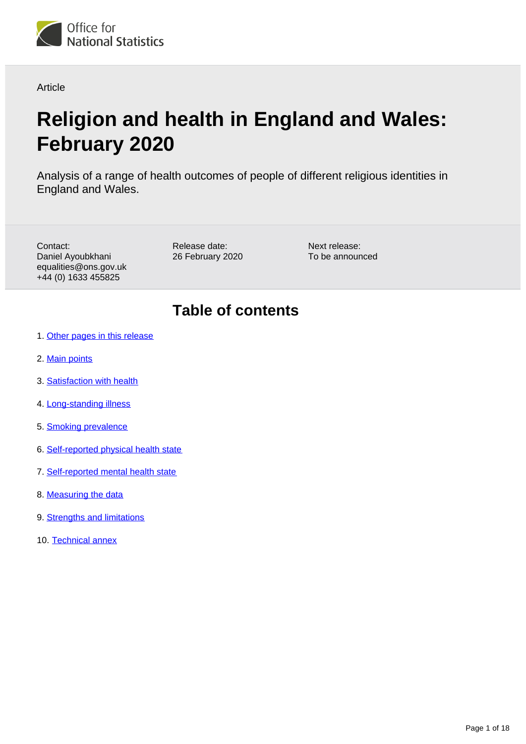Office for National Statistics

Article

# Religion and health in England and Wales: February 2020

Analysis of a range of health outcomes of people of different religious identities in England and Wales.

Contact:
Daniel Ayoubkhani
equalities@ons.gov.uk
+44 (0) 1633 455825

Release date:
26 February 2020

Next release:
To be announced

## Table of contents

1. Other pages in this release
2. Main points
3. Satisfaction with health
4. Long-standing illness
5. Smoking prevalence
6. Self-reported physical health state
7. Self-reported mental health state
8. Measuring the data
9. Strengths and limitations
10. Technical annex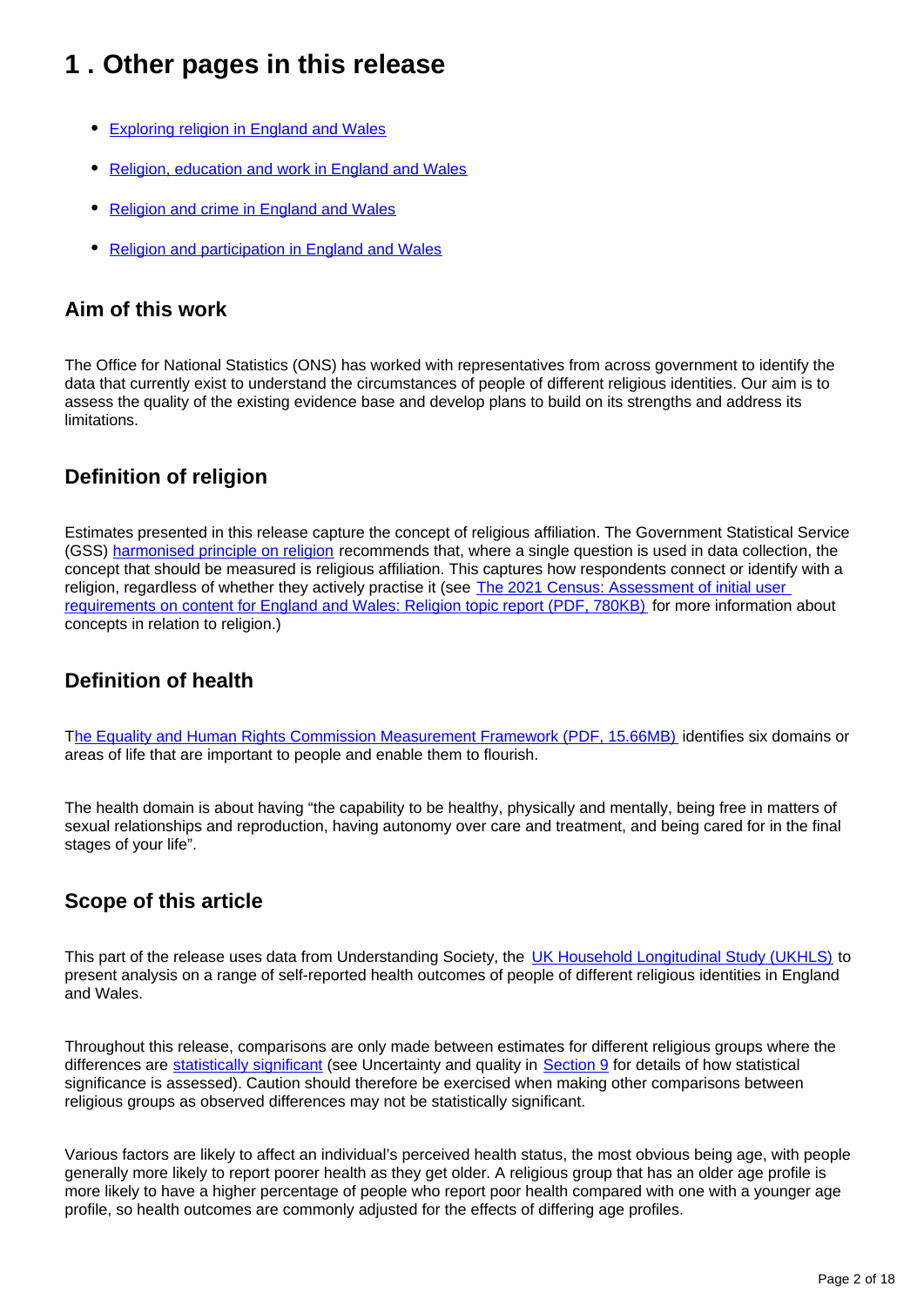# 1 . Other pages in this release

- Exploring religion in England and Wales
- Religion, education and work in England and Wales
- Religion and crime in England and Wales
- Religion and participation in England and Wales

## Aim of this work

The Office for National Statistics (ONS) has worked with representatives from across government to identify the data that currently exist to understand the circumstances of people of different religious identities. Our aim is to assess the quality of the existing evidence base and develop plans to build on its strengths and address its limitations.

## Definition of religion

Estimates presented in this release capture the concept of religious affiliation. The Government Statistical Service (GSS) harmonised principle on religion recommends that, where a single question is used in data collection, the concept that should be measured is religious affiliation. This captures how respondents connect or identify with a religion, regardless of whether they actively practise it (see The 2021 Census: Assessment of initial user requirements on content for England and Wales: Religion topic report (PDF, 780KB) for more information about concepts in relation to religion.)

## Definition of health

The Equality and Human Rights Commission Measurement Framework (PDF, 15.66MB) identifies six domains or areas of life that are important to people and enable them to flourish.

The health domain is about having "the capability to be healthy, physically and mentally, being free in matters of sexual relationships and reproduction, having autonomy over care and treatment, and being cared for in the final stages of your life".

## Scope of this article

This part of the release uses data from Understanding Society, the UK Household Longitudinal Study (UKHLS) to present analysis on a range of self-reported health outcomes of people of different religious identities in England and Wales.

Throughout this release, comparisons are only made between estimates for different religious groups where the differences are statistically significant (see Uncertainty and quality in Section 9 for details of how statistical significance is assessed). Caution should therefore be exercised when making other comparisons between religious groups as observed differences may not be statistically significant.

Various factors are likely to affect an individual's perceived health status, the most obvious being age, with people generally more likely to report poorer health as they get older. A religious group that has an older age profile is more likely to have a higher percentage of people who report poor health compared with one with a younger age profile, so health outcomes are commonly adjusted for the effects of differing age profiles.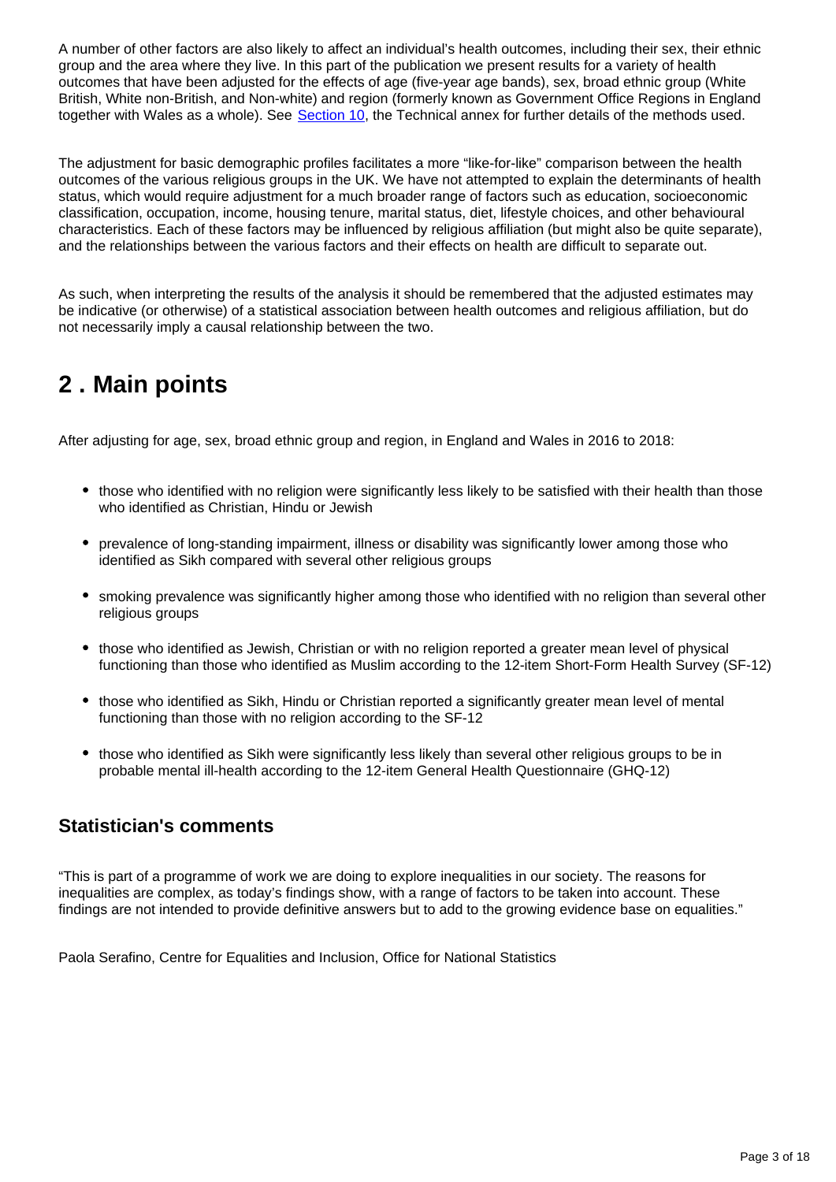A number of other factors are also likely to affect an individual's health outcomes, including their sex, their ethnic group and the area where they live. In this part of the publication we present results for a variety of health outcomes that have been adjusted for the effects of age (five-year age bands), sex, broad ethnic group (White British, White non-British, and Non-white) and region (formerly known as Government Office Regions in England together with Wales as a whole). See Section 10, the Technical annex for further details of the methods used.

The adjustment for basic demographic profiles facilitates a more "like-for-like" comparison between the health outcomes of the various religious groups in the UK. We have not attempted to explain the determinants of health status, which would require adjustment for a much broader range of factors such as education, socioeconomic classification, occupation, income, housing tenure, marital status, diet, lifestyle choices, and other behavioural characteristics. Each of these factors may be influenced by religious affiliation (but might also be quite separate), and the relationships between the various factors and their effects on health are difficult to separate out.

As such, when interpreting the results of the analysis it should be remembered that the adjusted estimates may be indicative (or otherwise) of a statistical association between health outcomes and religious affiliation, but do not necessarily imply a causal relationship between the two.

# 2 . Main points

After adjusting for age, sex, broad ethnic group and region, in England and Wales in 2016 to 2018:

- those who identified with no religion were significantly less likely to be satisfied with their health than those who identified as Christian, Hindu or Jewish
- prevalence of long-standing impairment, illness or disability was significantly lower among those who identified as Sikh compared with several other religious groups
- smoking prevalence was significantly higher among those who identified with no religion than several other religious groups
- those who identified as Jewish, Christian or with no religion reported a greater mean level of physical functioning than those who identified as Muslim according to the 12-item Short-Form Health Survey (SF-12)
- those who identified as Sikh, Hindu or Christian reported a significantly greater mean level of mental functioning than those with no religion according to the SF-12
- those who identified as Sikh were significantly less likely than several other religious groups to be in probable mental ill-health according to the 12-item General Health Questionnaire (GHQ-12)

## Statistician's comments

"This is part of a programme of work we are doing to explore inequalities in our society. The reasons for inequalities are complex, as today's findings show, with a range of factors to be taken into account. These findings are not intended to provide definitive answers but to add to the growing evidence base on equalities."

Paola Serafino, Centre for Equalities and Inclusion, Office for National Statistics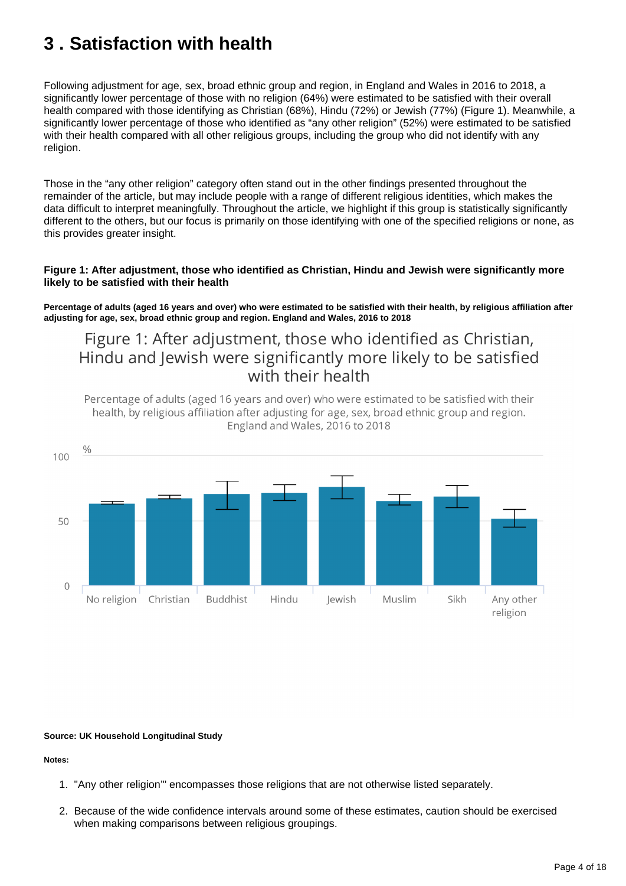# 3 . Satisfaction with health

Following adjustment for age, sex, broad ethnic group and region, in England and Wales in 2016 to 2018, a significantly lower percentage of those with no religion (64%) were estimated to be satisfied with their overall health compared with those identifying as Christian (68%), Hindu (72%) or Jewish (77%) (Figure 1). Meanwhile, a significantly lower percentage of those who identified as “any other religion” (52%) were estimated to be satisfied with their health compared with all other religious groups, including the group who did not identify with any religion.

Those in the “any other religion” category often stand out in the other findings presented throughout the remainder of the article, but may include people with a range of different religious identities, which makes the data difficult to interpret meaningfully. Throughout the article, we highlight if this group is statistically significantly different to the others, but our focus is primarily on those identifying with one of the specified religions or none, as this provides greater insight.

**Figure 1: After adjustment, those who identified as Christian, Hindu and Jewish were significantly more likely to be satisfied with their health**

**Percentage of adults (aged 16 years and over) who were estimated to be satisfied with their health, by religious affiliation after adjusting for age, sex, broad ethnic group and region. England and Wales, 2016 to 2018**

Figure 1: After adjustment, those who identified as Christian, Hindu and Jewish were significantly more likely to be satisfied with their health

Percentage of adults (aged 16 years and over) who were estimated to be satisfied with their health, by religious affiliation after adjusting for age, sex, broad ethnic group and region. England and Wales, 2016 to 2018

**Source: UK Household Longitudinal Study**

**Notes:**

1. "Any other religion'" encompasses those religions that are not otherwise listed separately.
2. Because of the wide confidence intervals around some of these estimates, caution should be exercised when making comparisons between religious groupings.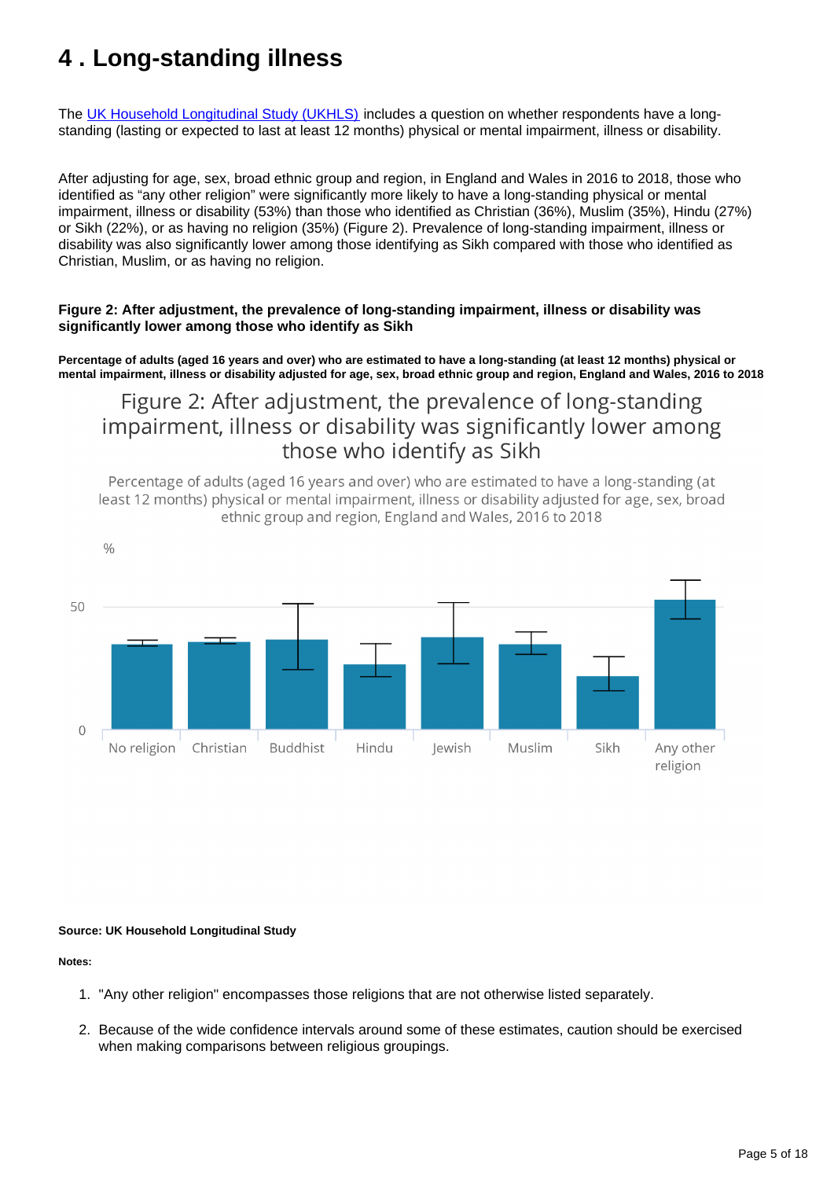# 4 . Long-standing illness

The [UK Household Longitudinal Study (UKHLS)](#) includes a question on whether respondents have a long-standing (lasting or expected to last at least 12 months) physical or mental impairment, illness or disability.

After adjusting for age, sex, broad ethnic group and region, in England and Wales in 2016 to 2018, those who identified as "any other religion" were significantly more likely to have a long-standing physical or mental impairment, illness or disability (53%) than those who identified as Christian (36%), Muslim (35%), Hindu (27%) or Sikh (22%), or as having no religion (35%) (Figure 2). Prevalence of long-standing impairment, illness or disability was also significantly lower among those identifying as Sikh compared with those who identified as Christian, Muslim, or as having no religion.

**Figure 2: After adjustment, the prevalence of long-standing impairment, illness or disability was significantly lower among those who identify as Sikh**

**Percentage of adults (aged 16 years and over) who are estimated to have a long-standing (at least 12 months) physical or mental impairment, illness or disability adjusted for age, sex, broad ethnic group and region, England and Wales, 2016 to 2018**

**Source: UK Household Longitudinal Study**

**Notes:**

1. "Any other religion" encompasses those religions that are not otherwise listed separately.
2. Because of the wide confidence intervals around some of these estimates, caution should be exercised when making comparisons between religious groupings.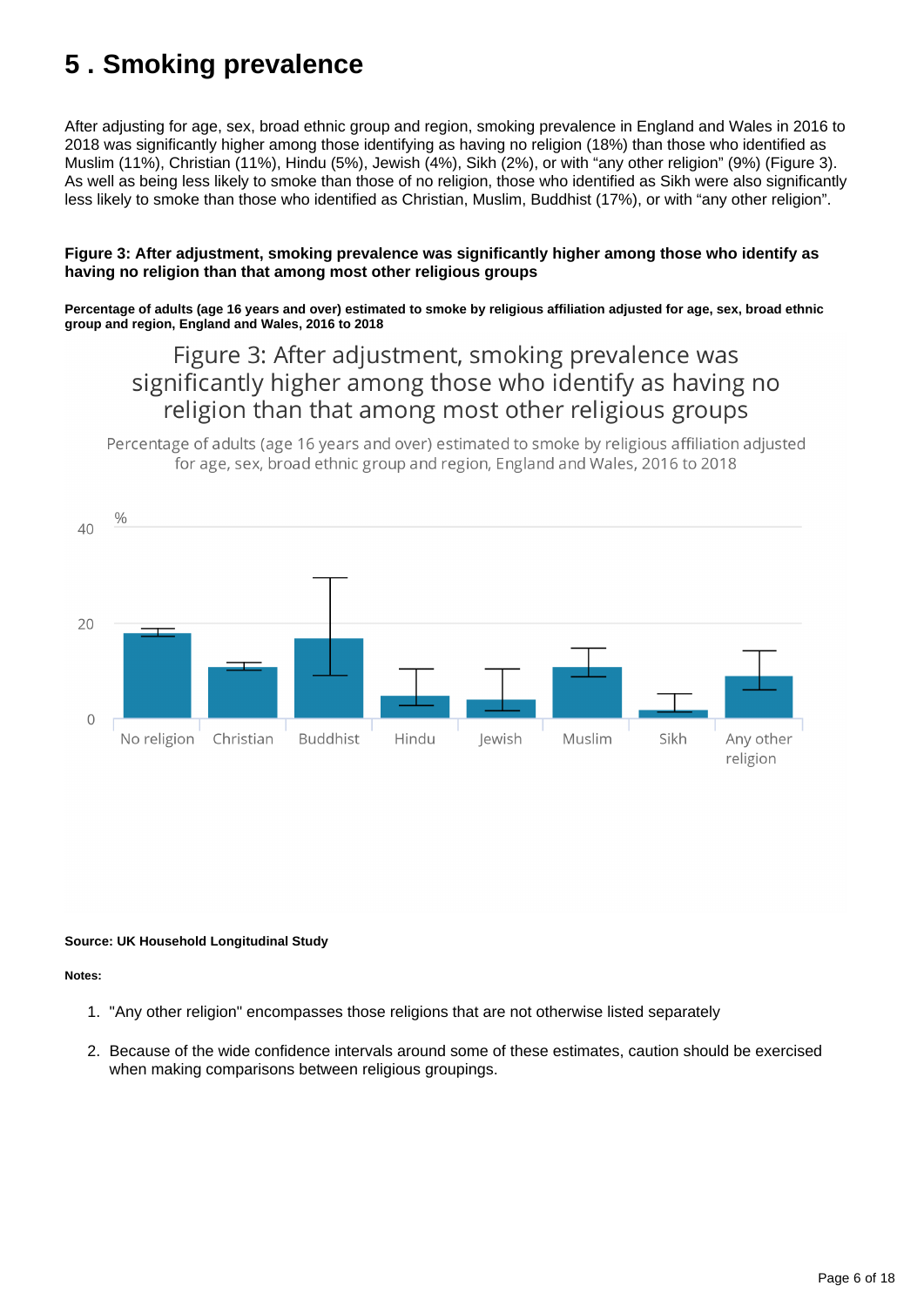# 5 . Smoking prevalence

After adjusting for age, sex, broad ethnic group and region, smoking prevalence in England and Wales in 2016 to 2018 was significantly higher among those identifying as having no religion (18%) than those who identified as Muslim (11%), Christian (11%), Hindu (5%), Jewish (4%), Sikh (2%), or with "any other religion" (9%) (Figure 3). As well as being less likely to smoke than those of no religion, those who identified as Sikh were also significantly less likely to smoke than those who identified as Christian, Muslim, Buddhist (17%), or with "any other religion".

**Figure 3: After adjustment, smoking prevalence was significantly higher among those who identify as having no religion than that among most other religious groups**

**Percentage of adults (age 16 years and over) estimated to smoke by religious affiliation adjusted for age, sex, broad ethnic group and region, England and Wales, 2016 to 2018**

**Source: UK Household Longitudinal Study**

**Notes:**

1. "Any other religion" encompasses those religions that are not otherwise listed separately
2. Because of the wide confidence intervals around some of these estimates, caution should be exercised when making comparisons between religious groupings.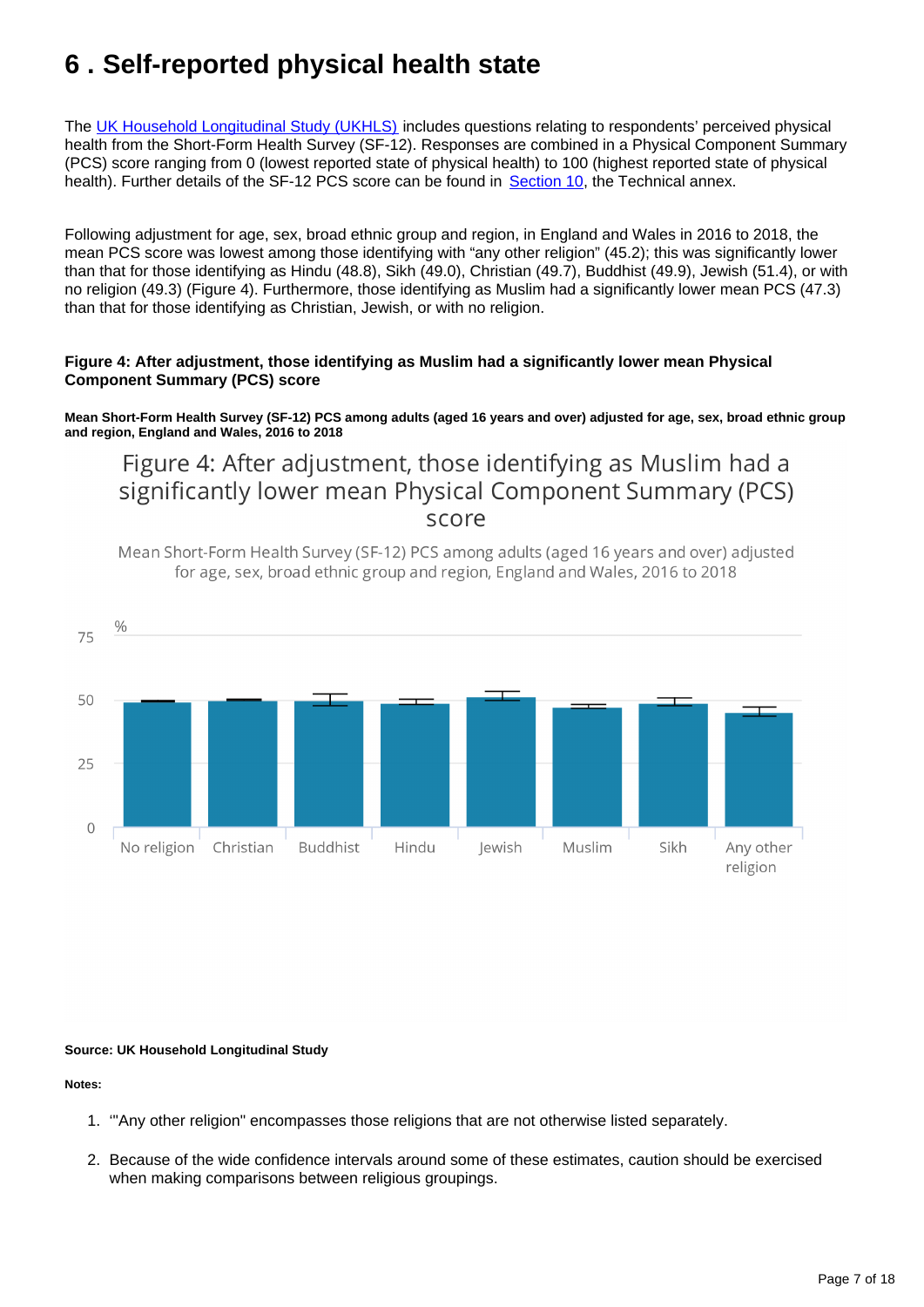# 6 . Self-reported physical health state

The UK Household Longitudinal Study (UKHLS) includes questions relating to respondents' perceived physical health from the Short-Form Health Survey (SF-12). Responses are combined in a Physical Component Summary (PCS) score ranging from 0 (lowest reported state of physical health) to 100 (highest reported state of physical health). Further details of the SF-12 PCS score can be found in Section 10, the Technical annex.

Following adjustment for age, sex, broad ethnic group and region, in England and Wales in 2016 to 2018, the mean PCS score was lowest among those identifying with "any other religion" (45.2); this was significantly lower than that for those identifying as Hindu (48.8), Sikh (49.0), Christian (49.7), Buddhist (49.9), Jewish (51.4), or with no religion (49.3) (Figure 4). Furthermore, those identifying as Muslim had a significantly lower mean PCS (47.3) than that for those identifying as Christian, Jewish, or with no religion.

**Figure 4: After adjustment, those identifying as Muslim had a significantly lower mean Physical Component Summary (PCS) score**

**Mean Short-Form Health Survey (SF-12) PCS among adults (aged 16 years and over) adjusted for age, sex, broad ethnic group and region, England and Wales, 2016 to 2018**

Figure 4: After adjustment, those identifying as Muslim had a significantly lower mean Physical Component Summary (PCS) score

Mean Short-Form Health Survey (SF-12) PCS among adults (aged 16 years and over) adjusted for age, sex, broad ethnic group and region, England and Wales, 2016 to 2018

%

75

50

25

0

No religion | Christian | Buddhist | Hindu | Jewish | Muslim | Sikh | Any other religion

**Source: UK Household Longitudinal Study**

**Notes:**

1. '"Any other religion" encompasses those religions that are not otherwise listed separately.

2. Because of the wide confidence intervals around some of these estimates, caution should be exercised when making comparisons between religious groupings.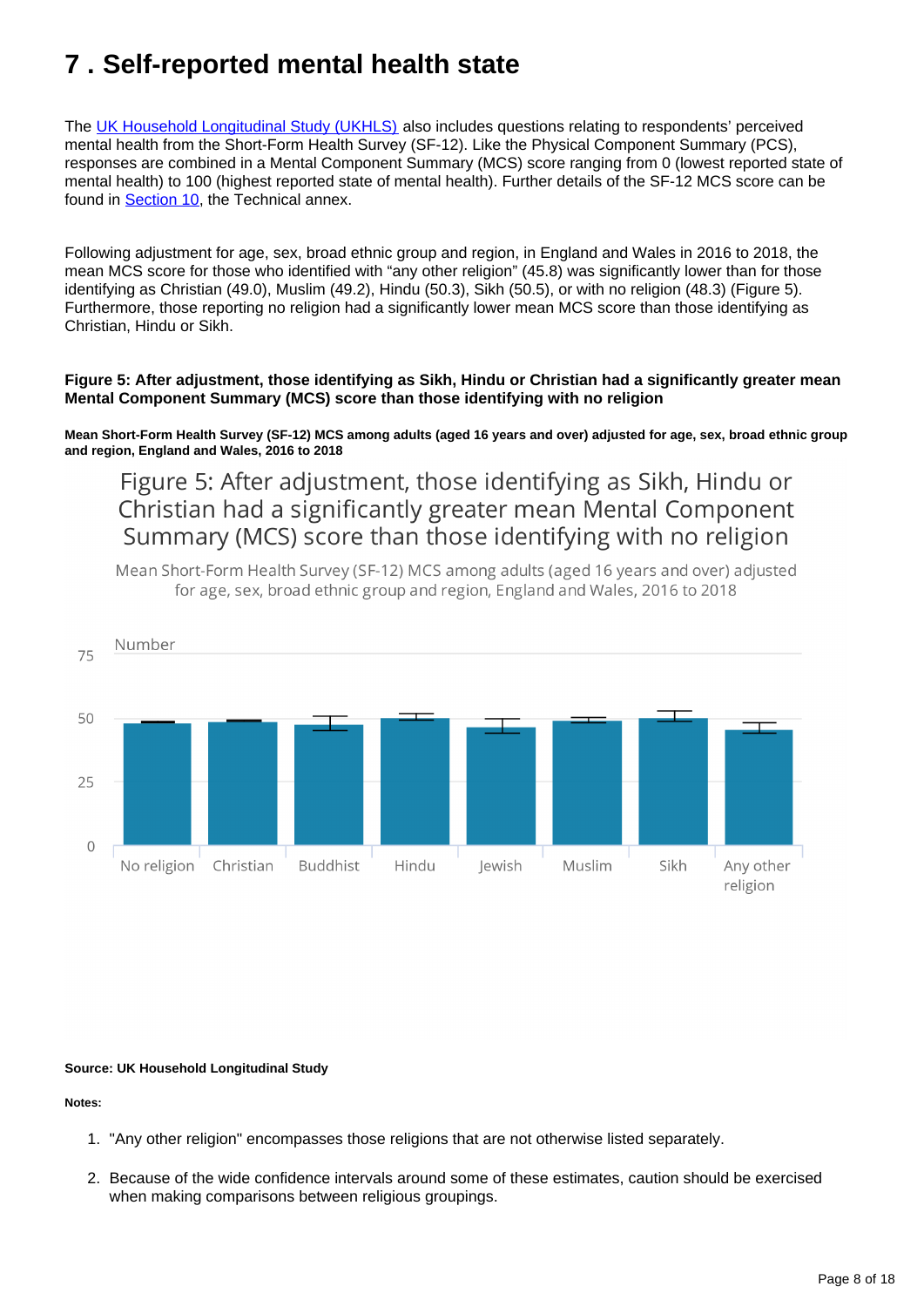# 7 . Self-reported mental health state

The UK Household Longitudinal Study (UKHLS) also includes questions relating to respondents' perceived mental health from the Short-Form Health Survey (SF-12). Like the Physical Component Summary (PCS), responses are combined in a Mental Component Summary (MCS) score ranging from 0 (lowest reported state of mental health) to 100 (highest reported state of mental health). Further details of the SF-12 MCS score can be found in Section 10, the Technical annex.

Following adjustment for age, sex, broad ethnic group and region, in England and Wales in 2016 to 2018, the mean MCS score for those who identified with "any other religion" (45.8) was significantly lower than for those identifying as Christian (49.0), Muslim (49.2), Hindu (50.3), Sikh (50.5), or with no religion (48.3) (Figure 5). Furthermore, those reporting no religion had a significantly lower mean MCS score than those identifying as Christian, Hindu or Sikh.

**Figure 5: After adjustment, those identifying as Sikh, Hindu or Christian had a significantly greater mean Mental Component Summary (MCS) score than those identifying with no religion**

**Mean Short-Form Health Survey (SF-12) MCS among adults (aged 16 years and over) adjusted for age, sex, broad ethnic group and region, England and Wales, 2016 to 2018**

Figure 5: After adjustment, those identifying as Sikh, Hindu or Christian had a significantly greater mean Mental Component Summary (MCS) score than those identifying with no religion

Mean Short-Form Health Survey (SF-12) MCS among adults (aged 16 years and over) adjusted for age, sex, broad ethnic group and region, England and Wales, 2016 to 2018

Number

75

50

25

0

No religion | Christian | Buddhist | Hindu | Jewish | Muslim | Sikh | Any other religion

**Source: UK Household Longitudinal Study**

**Notes:**

1. "Any other religion" encompasses those religions that are not otherwise listed separately.
2. Because of the wide confidence intervals around some of these estimates, caution should be exercised when making comparisons between religious groupings.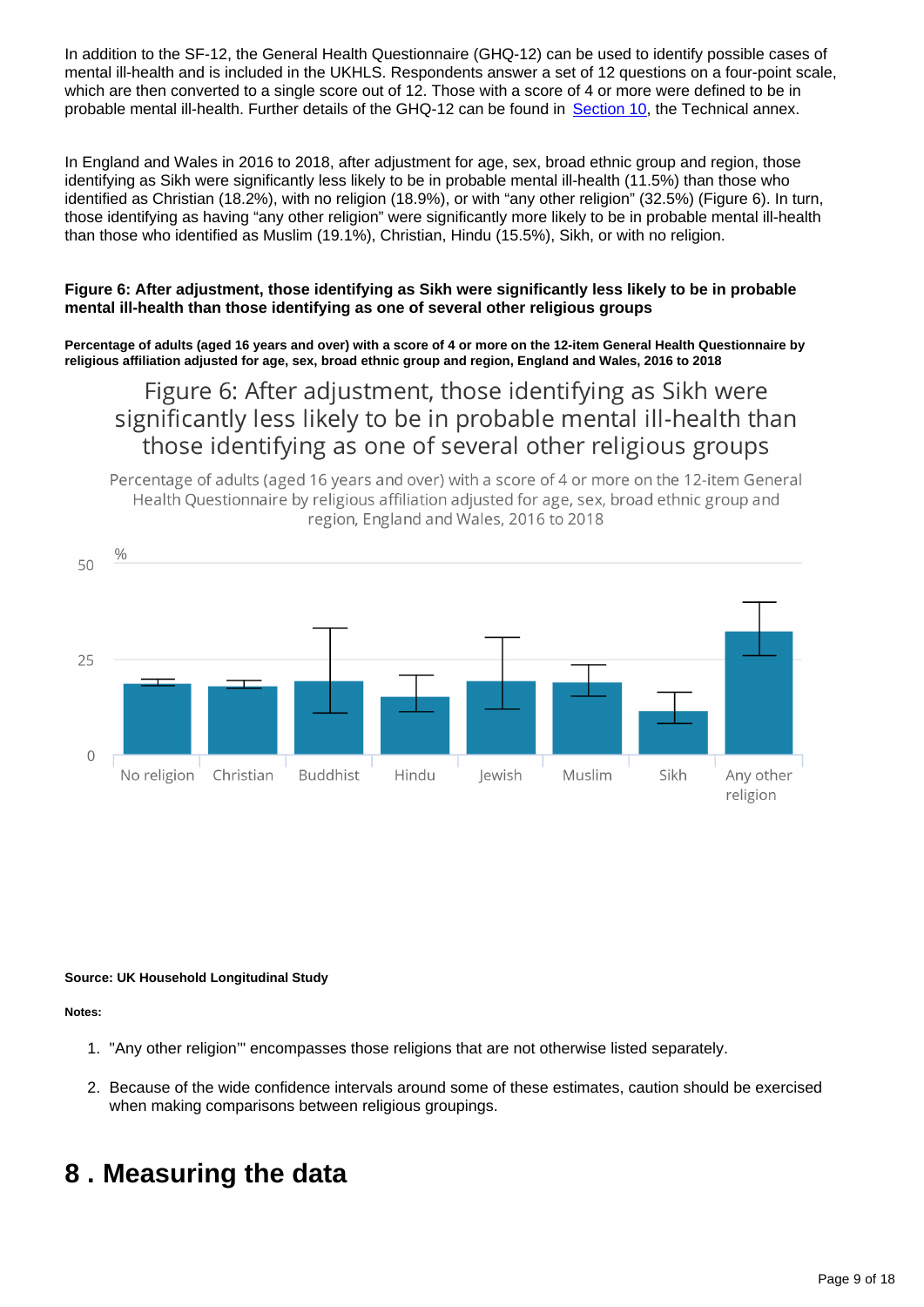In addition to the SF-12, the General Health Questionnaire (GHQ-12) can be used to identify possible cases of mental ill-health and is included in the UKHLS. Respondents answer a set of 12 questions on a four-point scale, which are then converted to a single score out of 12. Those with a score of 4 or more were defined to be in probable mental ill-health. Further details of the GHQ-12 can be found in Section 10, the Technical annex.

In England and Wales in 2016 to 2018, after adjustment for age, sex, broad ethnic group and region, those identifying as Sikh were significantly less likely to be in probable mental ill-health (11.5%) than those who identified as Christian (18.2%), with no religion (18.9%), or with "any other religion" (32.5%) (Figure 6). In turn, those identifying as having "any other religion" were significantly more likely to be in probable mental ill-health than those who identified as Muslim (19.1%), Christian, Hindu (15.5%), Sikh, or with no religion.

**Figure 6: After adjustment, those identifying as Sikh were significantly less likely to be in probable mental ill-health than those identifying as one of several other religious groups**

**Percentage of adults (aged 16 years and over) with a score of 4 or more on the 12-item General Health Questionnaire by religious affiliation adjusted for age, sex, broad ethnic group and region, England and Wales, 2016 to 2018**

Figure 6: After adjustment, those identifying as Sikh were significantly less likely to be in probable mental ill-health than those identifying as one of several other religious groups

Percentage of adults (aged 16 years and over) with a score of 4 or more on the 12-item General Health Questionnaire by religious affiliation adjusted for age, sex, broad ethnic group and region, England and Wales, 2016 to 2018

%

50

25

0

No religion, Christian, Buddhist, Hindu, Jewish, Muslim, Sikh, Any other religion

**Source: UK Household Longitudinal Study**

**Notes:**

1. "Any other religion'" encompasses those religions that are not otherwise listed separately.
2. Because of the wide confidence intervals around some of these estimates, caution should be exercised when making comparisons between religious groupings.

# 8 . Measuring the data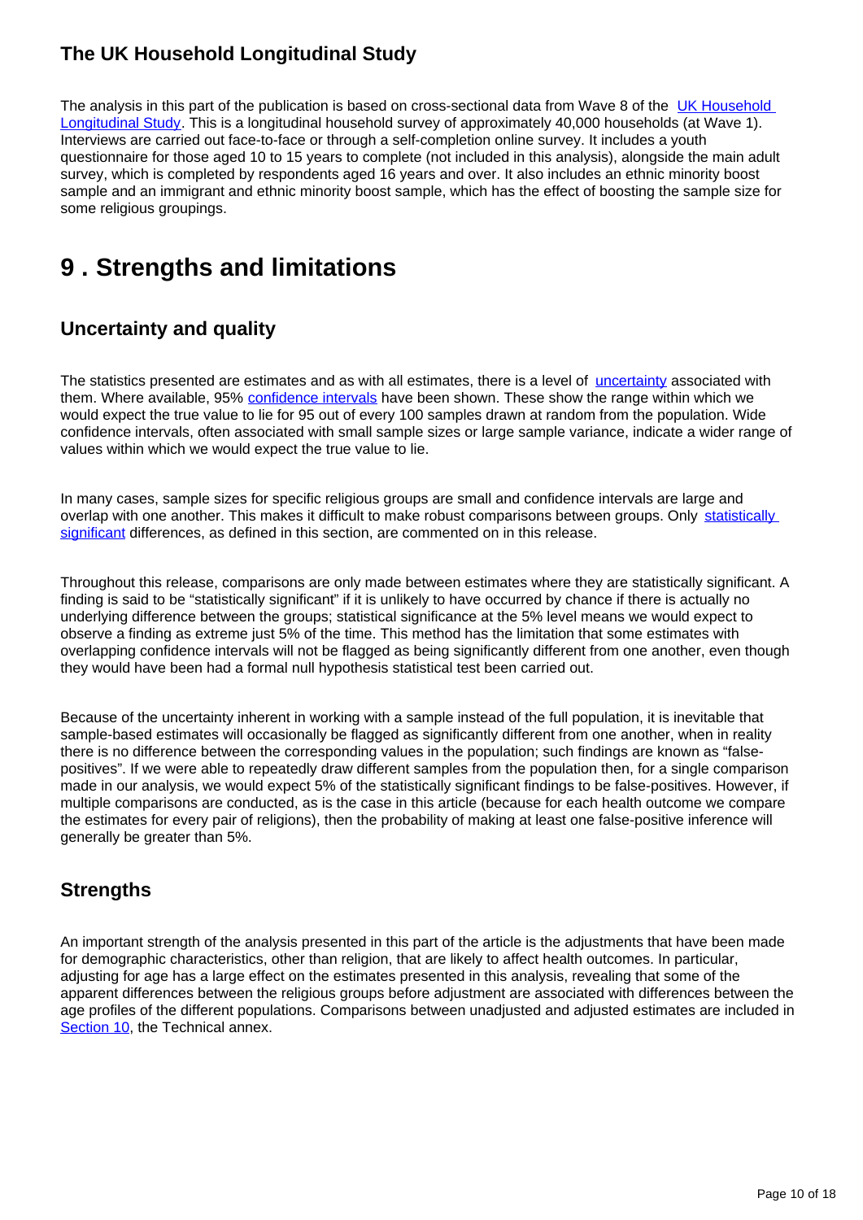### The UK Household Longitudinal Study

The analysis in this part of the publication is based on cross-sectional data from Wave 8 of the UK Household Longitudinal Study. This is a longitudinal household survey of approximately 40,000 households (at Wave 1). Interviews are carried out face-to-face or through a self-completion online survey. It includes a youth questionnaire for those aged 10 to 15 years to complete (not included in this analysis), alongside the main adult survey, which is completed by respondents aged 16 years and over. It also includes an ethnic minority boost sample and an immigrant and ethnic minority boost sample, which has the effect of boosting the sample size for some religious groupings.

## 9 . Strengths and limitations

### Uncertainty and quality

The statistics presented are estimates and as with all estimates, there is a level of uncertainty associated with them. Where available, 95% confidence intervals have been shown. These show the range within which we would expect the true value to lie for 95 out of every 100 samples drawn at random from the population. Wide confidence intervals, often associated with small sample sizes or large sample variance, indicate a wider range of values within which we would expect the true value to lie.

In many cases, sample sizes for specific religious groups are small and confidence intervals are large and overlap with one another. This makes it difficult to make robust comparisons between groups. Only statistically significant differences, as defined in this section, are commented on in this release.

Throughout this release, comparisons are only made between estimates where they are statistically significant. A finding is said to be "statistically significant" if it is unlikely to have occurred by chance if there is actually no underlying difference between the groups; statistical significance at the 5% level means we would expect to observe a finding as extreme just 5% of the time. This method has the limitation that some estimates with overlapping confidence intervals will not be flagged as being significantly different from one another, even though they would have been had a formal null hypothesis statistical test been carried out.

Because of the uncertainty inherent in working with a sample instead of the full population, it is inevitable that sample-based estimates will occasionally be flagged as significantly different from one another, when in reality there is no difference between the corresponding values in the population; such findings are known as "false-positives". If we were able to repeatedly draw different samples from the population then, for a single comparison made in our analysis, we would expect 5% of the statistically significant findings to be false-positives. However, if multiple comparisons are conducted, as is the case in this article (because for each health outcome we compare the estimates for every pair of religions), then the probability of making at least one false-positive inference will generally be greater than 5%.

### Strengths

An important strength of the analysis presented in this part of the article is the adjustments that have been made for demographic characteristics, other than religion, that are likely to affect health outcomes. In particular, adjusting for age has a large effect on the estimates presented in this analysis, revealing that some of the apparent differences between the religious groups before adjustment are associated with differences between the age profiles of the different populations. Comparisons between unadjusted and adjusted estimates are included in Section 10, the Technical annex.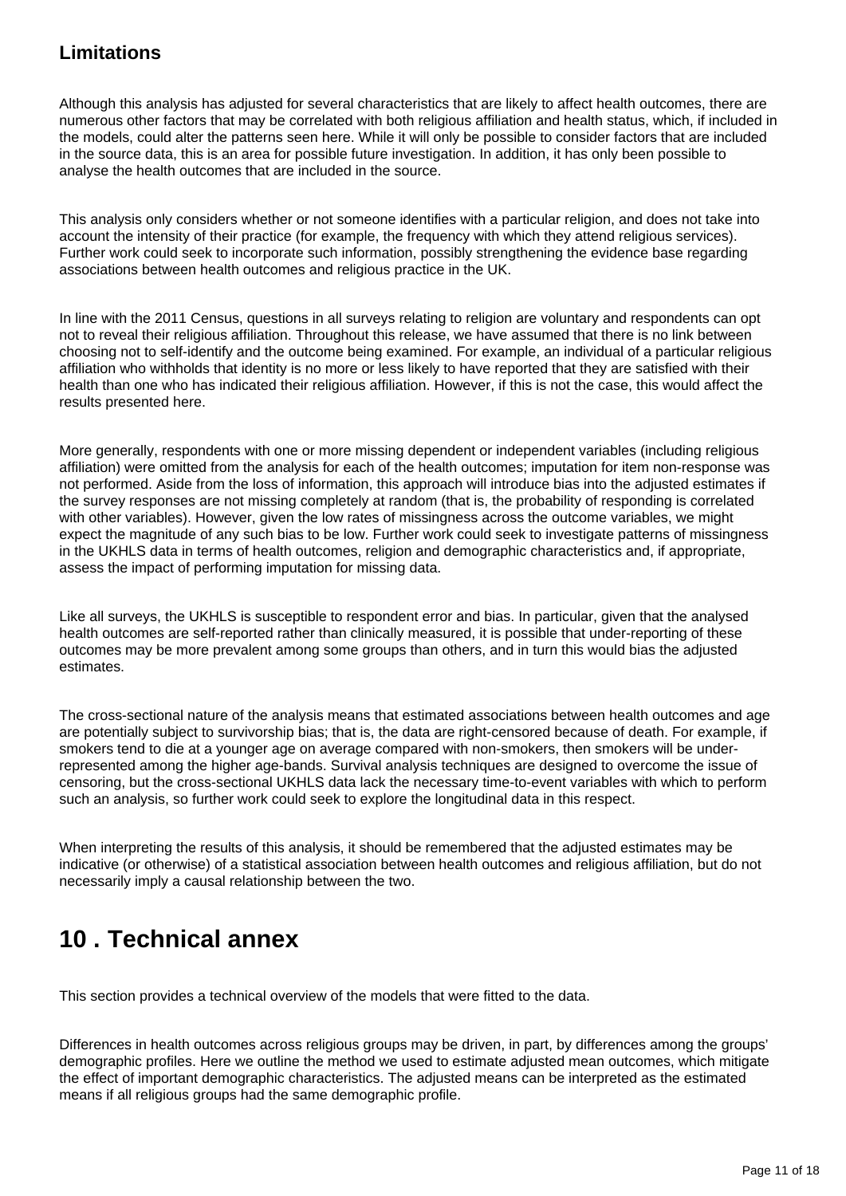### Limitations

Although this analysis has adjusted for several characteristics that are likely to affect health outcomes, there are numerous other factors that may be correlated with both religious affiliation and health status, which, if included in the models, could alter the patterns seen here. While it will only be possible to consider factors that are included in the source data, this is an area for possible future investigation. In addition, it has only been possible to analyse the health outcomes that are included in the source.

This analysis only considers whether or not someone identifies with a particular religion, and does not take into account the intensity of their practice (for example, the frequency with which they attend religious services). Further work could seek to incorporate such information, possibly strengthening the evidence base regarding associations between health outcomes and religious practice in the UK.

In line with the 2011 Census, questions in all surveys relating to religion are voluntary and respondents can opt not to reveal their religious affiliation. Throughout this release, we have assumed that there is no link between choosing not to self-identify and the outcome being examined. For example, an individual of a particular religious affiliation who withholds that identity is no more or less likely to have reported that they are satisfied with their health than one who has indicated their religious affiliation. However, if this is not the case, this would affect the results presented here.

More generally, respondents with one or more missing dependent or independent variables (including religious affiliation) were omitted from the analysis for each of the health outcomes; imputation for item non-response was not performed. Aside from the loss of information, this approach will introduce bias into the adjusted estimates if the survey responses are not missing completely at random (that is, the probability of responding is correlated with other variables). However, given the low rates of missingness across the outcome variables, we might expect the magnitude of any such bias to be low. Further work could seek to investigate patterns of missingness in the UKHLS data in terms of health outcomes, religion and demographic characteristics and, if appropriate, assess the impact of performing imputation for missing data.

Like all surveys, the UKHLS is susceptible to respondent error and bias. In particular, given that the analysed health outcomes are self-reported rather than clinically measured, it is possible that under-reporting of these outcomes may be more prevalent among some groups than others, and in turn this would bias the adjusted estimates.

The cross-sectional nature of the analysis means that estimated associations between health outcomes and age are potentially subject to survivorship bias; that is, the data are right-censored because of death. For example, if smokers tend to die at a younger age on average compared with non-smokers, then smokers will be under-represented among the higher age-bands. Survival analysis techniques are designed to overcome the issue of censoring, but the cross-sectional UKHLS data lack the necessary time-to-event variables with which to perform such an analysis, so further work could seek to explore the longitudinal data in this respect.

When interpreting the results of this analysis, it should be remembered that the adjusted estimates may be indicative (or otherwise) of a statistical association between health outcomes and religious affiliation, but do not necessarily imply a causal relationship between the two.

## 10 . Technical annex

This section provides a technical overview of the models that were fitted to the data.

Differences in health outcomes across religious groups may be driven, in part, by differences among the groups' demographic profiles. Here we outline the method we used to estimate adjusted mean outcomes, which mitigate the effect of important demographic characteristics. The adjusted means can be interpreted as the estimated means if all religious groups had the same demographic profile.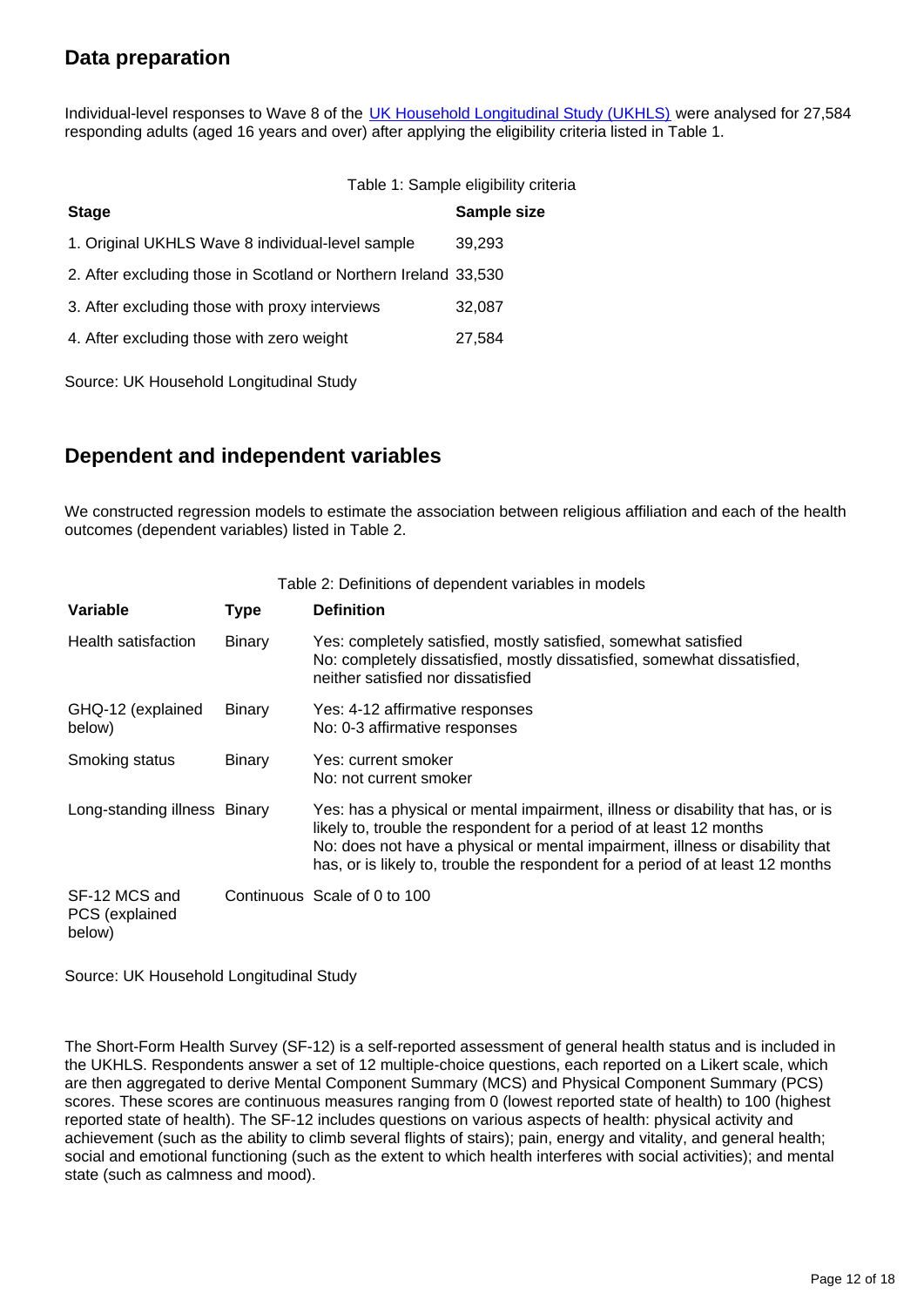## Data preparation

Individual-level responses to Wave 8 of the [UK Household Longitudinal Study (UKHLS)](https://www.understandingsociety.ac.uk/) were analysed for 27,584 responding adults (aged 16 years and over) after applying the eligibility criteria listed in Table 1.

Table 1: Sample eligibility criteria

| Stage | Sample size |
|---|---|
| 1. Original UKHLS Wave 8 individual-level sample | 39,293 |
| 2. After excluding those in Scotland or Northern Ireland | 33,530 |
| 3. After excluding those with proxy interviews | 32,087 |
| 4. After excluding those with zero weight | 27,584 |

Source: UK Household Longitudinal Study

## Dependent and independent variables

We constructed regression models to estimate the association between religious affiliation and each of the health outcomes (dependent variables) listed in Table 2.

Table 2: Definitions of dependent variables in models

| Variable | Type | Definition |
|---|---|---|
| Health satisfaction | Binary | Yes: completely satisfied, mostly satisfied, somewhat satisfied<br>No: completely dissatisfied, mostly dissatisfied, somewhat dissatisfied, neither satisfied nor dissatisfied |
| GHQ-12 (explained below) | Binary | Yes: 4-12 affirmative responses<br>No: 0-3 affirmative responses |
| Smoking status | Binary | Yes: current smoker<br>No: not current smoker |
| Long-standing illness | Binary | Yes: has a physical or mental impairment, illness or disability that has, or is likely to, trouble the respondent for a period of at least 12 months<br>No: does not have a physical or mental impairment, illness or disability that has, or is likely to, trouble the respondent for a period of at least 12 months |
| SF-12 MCS and PCS (explained below) | Continuous | Scale of 0 to 100 |

Source: UK Household Longitudinal Study

The Short-Form Health Survey (SF-12) is a self-reported assessment of general health status and is included in the UKHLS. Respondents answer a set of 12 multiple-choice questions, each reported on a Likert scale, which are then aggregated to derive Mental Component Summary (MCS) and Physical Component Summary (PCS) scores. These scores are continuous measures ranging from 0 (lowest reported state of health) to 100 (highest reported state of health). The SF-12 includes questions on various aspects of health: physical activity and achievement (such as the ability to climb several flights of stairs); pain, energy and vitality, and general health; social and emotional functioning (such as the extent to which health interferes with social activities); and mental state (such as calmness and mood).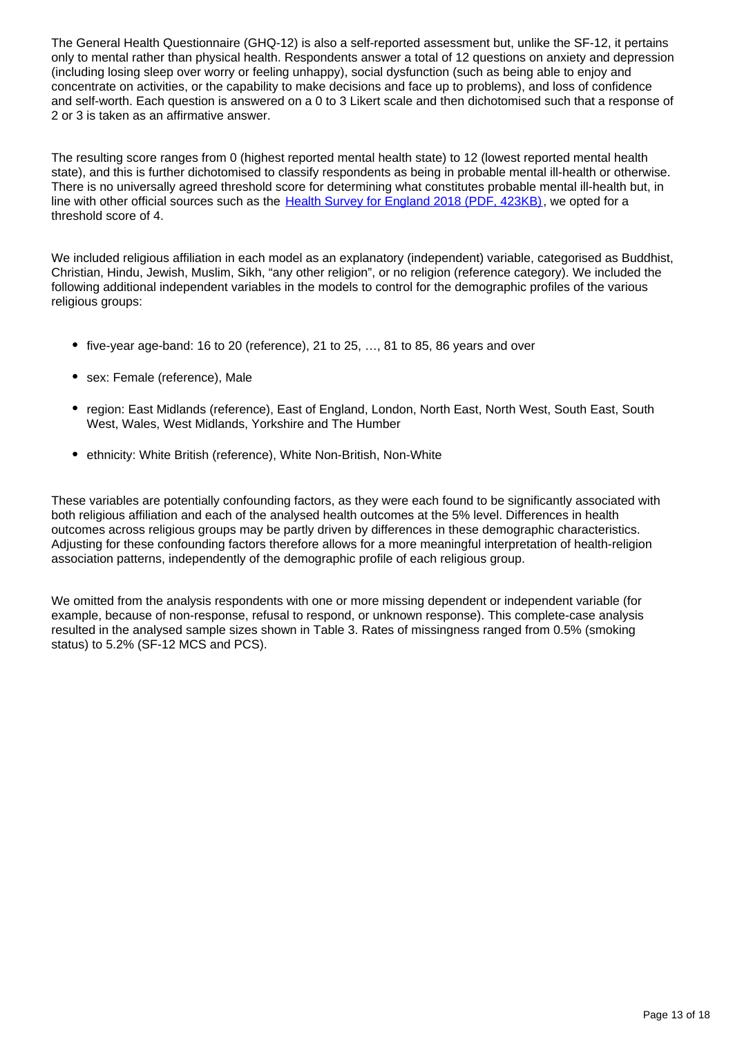The General Health Questionnaire (GHQ-12) is also a self-reported assessment but, unlike the SF-12, it pertains only to mental rather than physical health. Respondents answer a total of 12 questions on anxiety and depression (including losing sleep over worry or feeling unhappy), social dysfunction (such as being able to enjoy and concentrate on activities, or the capability to make decisions and face up to problems), and loss of confidence and self-worth. Each question is answered on a 0 to 3 Likert scale and then dichotomised such that a response of 2 or 3 is taken as an affirmative answer.

The resulting score ranges from 0 (highest reported mental health state) to 12 (lowest reported mental health state), and this is further dichotomised to classify respondents as being in probable mental ill-health or otherwise. There is no universally agreed threshold score for determining what constitutes probable mental ill-health but, in line with other official sources such as the [Health Survey for England 2018 (PDF, 423KB)](), we opted for a threshold score of 4.

We included religious affiliation in each model as an explanatory (independent) variable, categorised as Buddhist, Christian, Hindu, Jewish, Muslim, Sikh, "any other religion", or no religion (reference category). We included the following additional independent variables in the models to control for the demographic profiles of the various religious groups:

- five-year age-band: 16 to 20 (reference), 21 to 25, …, 81 to 85, 86 years and over
- sex: Female (reference), Male
- region: East Midlands (reference), East of England, London, North East, North West, South East, South West, Wales, West Midlands, Yorkshire and The Humber
- ethnicity: White British (reference), White Non-British, Non-White

These variables are potentially confounding factors, as they were each found to be significantly associated with both religious affiliation and each of the analysed health outcomes at the 5% level. Differences in health outcomes across religious groups may be partly driven by differences in these demographic characteristics. Adjusting for these confounding factors therefore allows for a more meaningful interpretation of health-religion association patterns, independently of the demographic profile of each religious group.

We omitted from the analysis respondents with one or more missing dependent or independent variable (for example, because of non-response, refusal to respond, or unknown response). This complete-case analysis resulted in the analysed sample sizes shown in Table 3. Rates of missingness ranged from 0.5% (smoking status) to 5.2% (SF-12 MCS and PCS).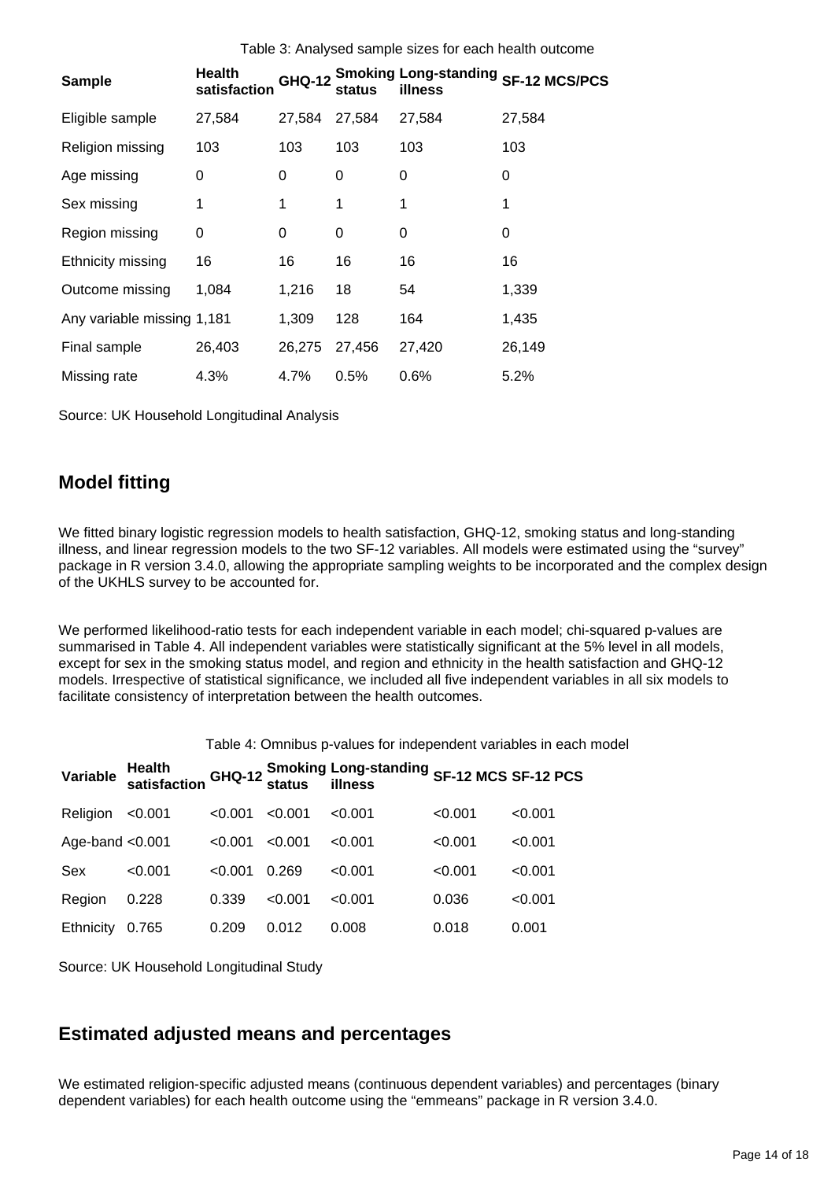Table 3: Analysed sample sizes for each health outcome

| Sample | Health satisfaction | GHQ-12 | Smoking status | Long-standing illness | SF-12 MCS/PCS |
|---|---|---|---|---|---|
| Eligible sample | 27,584 | 27,584 | 27,584 | 27,584 | 27,584 |
| Religion missing | 103 | 103 | 103 | 103 | 103 |
| Age missing | 0 | 0 | 0 | 0 | 0 |
| Sex missing | 1 | 1 | 1 | 1 | 1 |
| Region missing | 0 | 0 | 0 | 0 | 0 |
| Ethnicity missing | 16 | 16 | 16 | 16 | 16 |
| Outcome missing | 1,084 | 1,216 | 18 | 54 | 1,339 |
| Any variable missing | 1,181 | 1,309 | 128 | 164 | 1,435 |
| Final sample | 26,403 | 26,275 | 27,456 | 27,420 | 26,149 |
| Missing rate | 4.3% | 4.7% | 0.5% | 0.6% | 5.2% |

Source: UK Household Longitudinal Analysis

## Model fitting

We fitted binary logistic regression models to health satisfaction, GHQ-12, smoking status and long-standing illness, and linear regression models to the two SF-12 variables. All models were estimated using the "survey" package in R version 3.4.0, allowing the appropriate sampling weights to be incorporated and the complex design of the UKHLS survey to be accounted for.

We performed likelihood-ratio tests for each independent variable in each model; chi-squared p-values are summarised in Table 4. All independent variables were statistically significant at the 5% level in all models, except for sex in the smoking status model, and region and ethnicity in the health satisfaction and GHQ-12 models. Irrespective of statistical significance, we included all five independent variables in all six models to facilitate consistency of interpretation between the health outcomes.

Table 4: Omnibus p-values for independent variables in each model

| Variable | Health satisfaction | GHQ-12 | Smoking status | Long-standing illness | SF-12 MCS | SF-12 PCS |
|---|---|---|---|---|---|---|
| Religion | <0.001 | <0.001 | <0.001 | <0.001 | <0.001 | <0.001 |
| Age-band | <0.001 | <0.001 | <0.001 | <0.001 | <0.001 | <0.001 |
| Sex | <0.001 | <0.001 | 0.269 | <0.001 | <0.001 | <0.001 |
| Region | 0.228 | 0.339 | <0.001 | <0.001 | 0.036 | <0.001 |
| Ethnicity | 0.765 | 0.209 | 0.012 | 0.008 | 0.018 | 0.001 |

Source: UK Household Longitudinal Study

## Estimated adjusted means and percentages

We estimated religion-specific adjusted means (continuous dependent variables) and percentages (binary dependent variables) for each health outcome using the "emmeans" package in R version 3.4.0.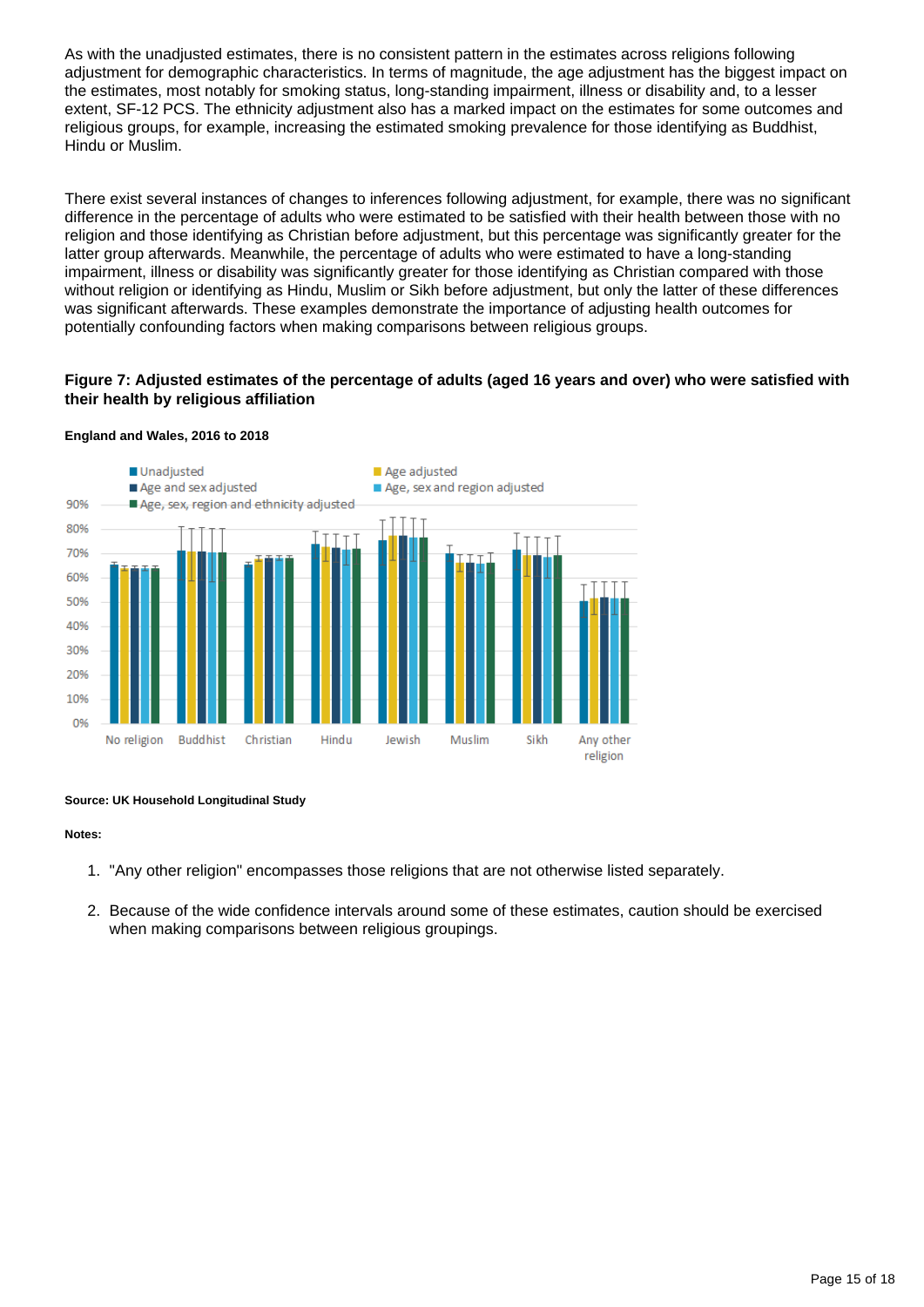As with the unadjusted estimates, there is no consistent pattern in the estimates across religions following adjustment for demographic characteristics. In terms of magnitude, the age adjustment has the biggest impact on the estimates, most notably for smoking status, long-standing impairment, illness or disability and, to a lesser extent, SF-12 PCS. The ethnicity adjustment also has a marked impact on the estimates for some outcomes and religious groups, for example, increasing the estimated smoking prevalence for those identifying as Buddhist, Hindu or Muslim.

There exist several instances of changes to inferences following adjustment, for example, there was no significant difference in the percentage of adults who were estimated to be satisfied with their health between those with no religion and those identifying as Christian before adjustment, but this percentage was significantly greater for the latter group afterwards. Meanwhile, the percentage of adults who were estimated to have a long-standing impairment, illness or disability was significantly greater for those identifying as Christian compared with those without religion or identifying as Hindu, Muslim or Sikh before adjustment, but only the latter of these differences was significant afterwards. These examples demonstrate the importance of adjusting health outcomes for potentially confounding factors when making comparisons between religious groups.

### Figure 7: Adjusted estimates of the percentage of adults (aged 16 years and over) who were satisfied with their health by religious affiliation

#### England and Wales, 2016 to 2018

Legend: Unadjusted; Age adjusted; Age and sex adjusted; Age, sex and region adjusted; Age, sex, region and ethnicity adjusted

Categories: No religion, Buddhist, Christian, Hindu, Jewish, Muslim, Sikh, Any other religion

Source: UK Household Longitudinal Study

Notes:

1. "Any other religion" encompasses those religions that are not otherwise listed separately.
2. Because of the wide confidence intervals around some of these estimates, caution should be exercised when making comparisons between religious groupings.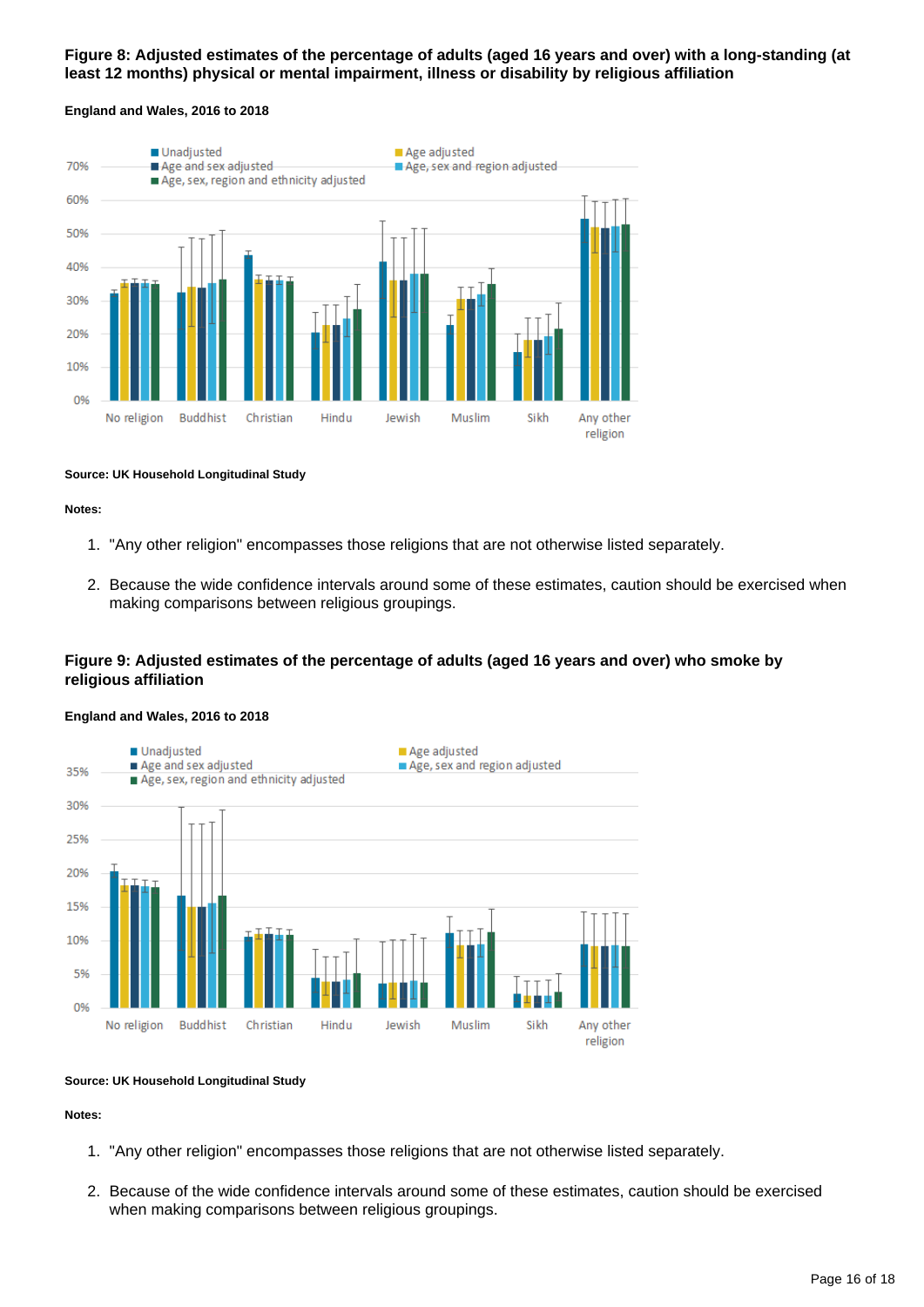### Figure 8: Adjusted estimates of the percentage of adults (aged 16 years and over) with a long-standing (at least 12 months) physical or mental impairment, illness or disability by religious affiliation

**England and Wales, 2016 to 2018**

**Source: UK Household Longitudinal Study**

**Notes:**

1. "Any other religion" encompasses those religions that are not otherwise listed separately.
2. Because the wide confidence intervals around some of these estimates, caution should be exercised when making comparisons between religious groupings.

### Figure 9: Adjusted estimates of the percentage of adults (aged 16 years and over) who smoke by religious affiliation

**England and Wales, 2016 to 2018**

**Source: UK Household Longitudinal Study**

**Notes:**

1. "Any other religion" encompasses those religions that are not otherwise listed separately.
2. Because of the wide confidence intervals around some of these estimates, caution should be exercised when making comparisons between religious groupings.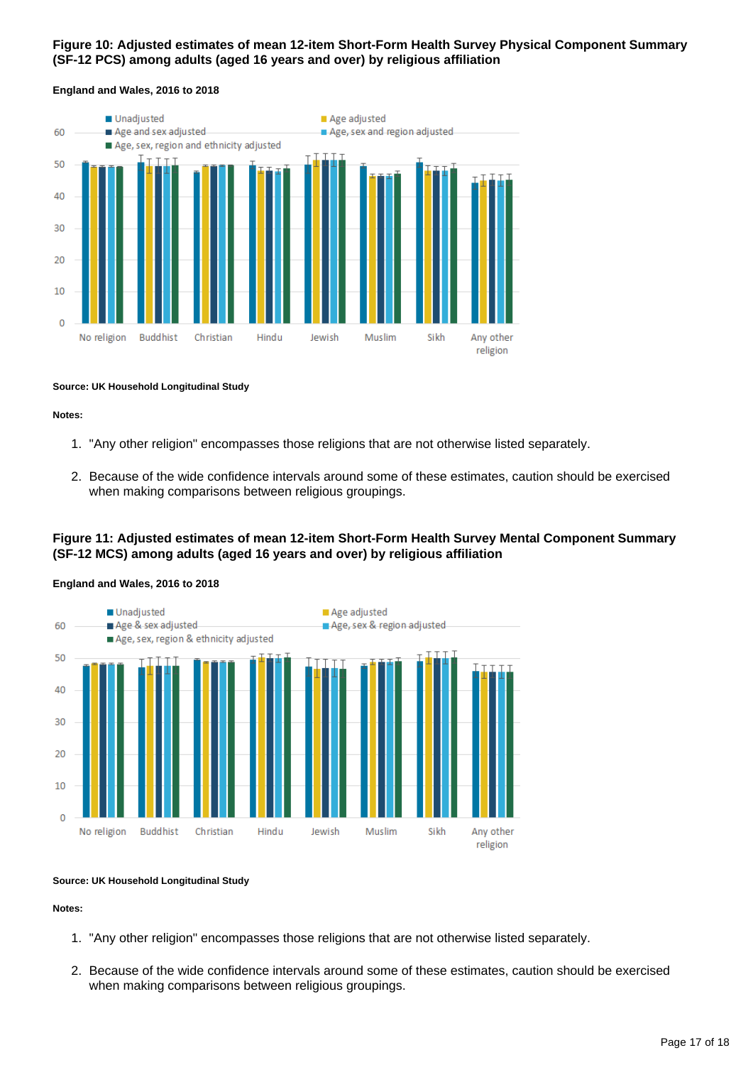### Figure 10: Adjusted estimates of mean 12-item Short-Form Health Survey Physical Component Summary (SF-12 PCS) among adults (aged 16 years and over) by religious affiliation

**England and Wales, 2016 to 2018**

**Source: UK Household Longitudinal Study**

**Notes:**

1. "Any other religion" encompasses those religions that are not otherwise listed separately.
2. Because of the wide confidence intervals around some of these estimates, caution should be exercised when making comparisons between religious groupings.

### Figure 11: Adjusted estimates of mean 12-item Short-Form Health Survey Mental Component Summary (SF-12 MCS) among adults (aged 16 years and over) by religious affiliation

**England and Wales, 2016 to 2018**

**Source: UK Household Longitudinal Study**

**Notes:**

1. "Any other religion" encompasses those religions that are not otherwise listed separately.
2. Because of the wide confidence intervals around some of these estimates, caution should be exercised when making comparisons between religious groupings.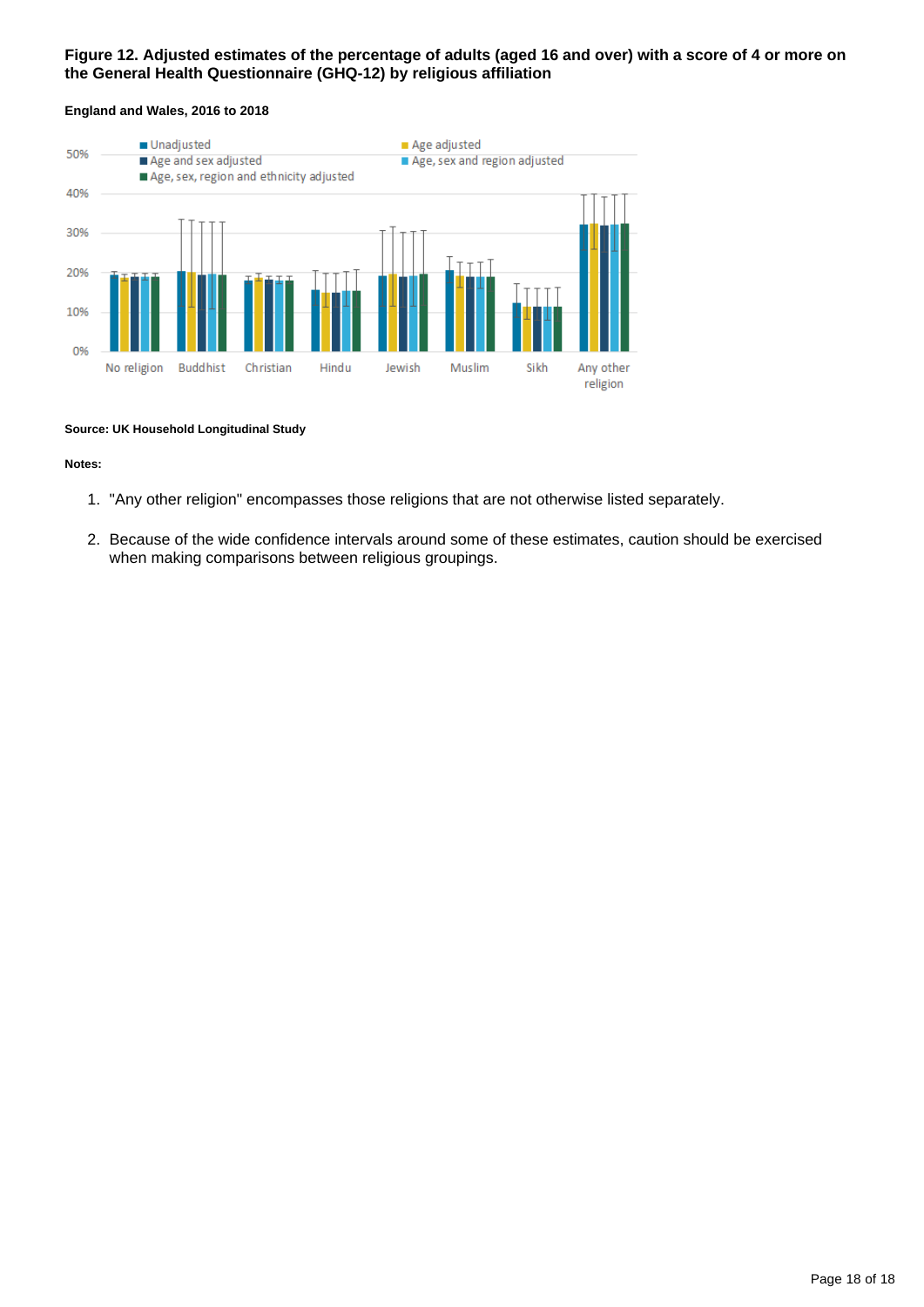**Figure 12. Adjusted estimates of the percentage of adults (aged 16 and over) with a score of 4 or more on the General Health Questionnaire (GHQ-12) by religious affiliation**

**England and Wales, 2016 to 2018**

Unadjusted
Age adjusted
Age and sex adjusted
Age, sex and region adjusted
Age, sex, region and ethnicity adjusted

50%
40%
30%
20%
10%
0%

No religion
Buddhist
Christian
Hindu
Jewish
Muslim
Sikh
Any other religion

**Source: UK Household Longitudinal Study**

**Notes:**

1. "Any other religion" encompasses those religions that are not otherwise listed separately.
2. Because of the wide confidence intervals around some of these estimates, caution should be exercised when making comparisons between religious groupings.